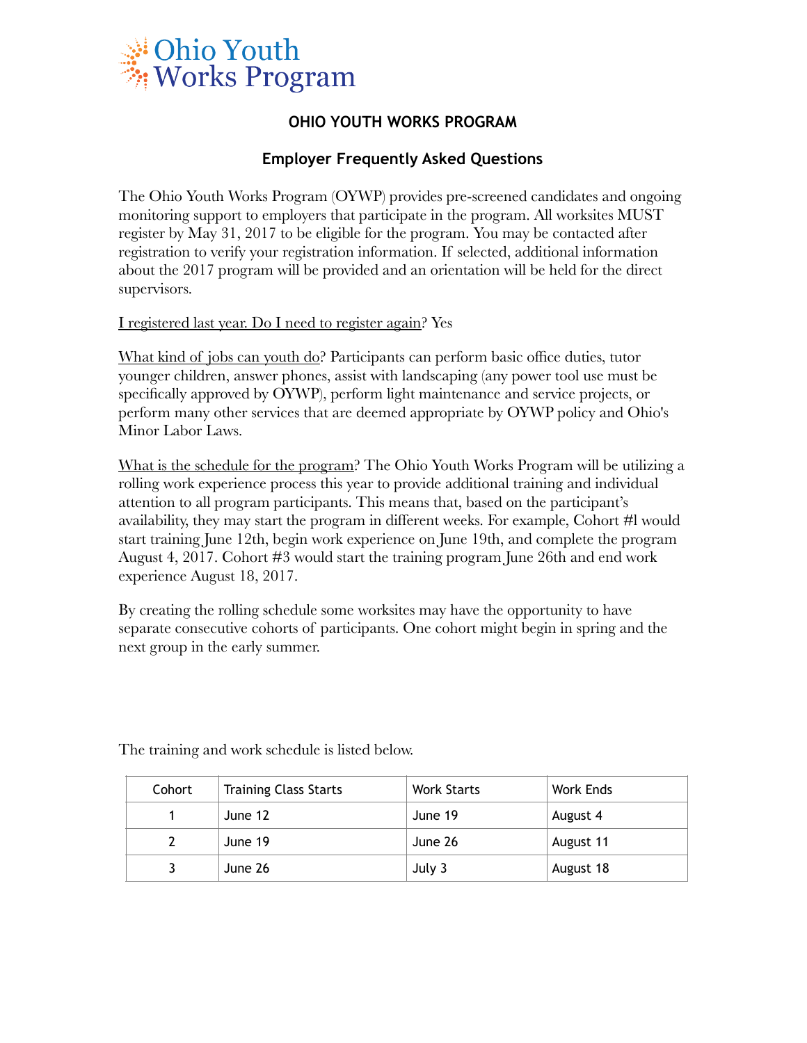# Ohio Youth Works Program

## OHIO YOUTH WORKS PROGRAM

### Employer Frequently Asked Questions

The Ohio Youth Works Program (OYWP) provides pre-screened candidates and ongoing monitoring support to employers that participate in the program. All worksites MUST register by May 31, 2017 to be eligible for the program. You may be contacted after registration to verify your registration information. If selected, additional information about the 2017 program will be provided and an orientation will be held for the direct supervisors.

<u>I registered last year. Do I need to register again</u>? Yes

<u>What kind of jobs can youth do</u>? Participants can perform basic office duties, tutor younger children, answer phones, assist with landscaping (any power tool use must be specifically approved by OYWP), perform light maintenance and service projects, or perform many other services that are deemed appropriate by OYWP policy and Ohio's Minor Labor Laws.

<u>What is the schedule for the program</u>? The Ohio Youth Works Program will be utilizing a rolling work experience process this year to provide additional training and individual attention to all program participants. This means that, based on the participant's availability, they may start the program in different weeks. For example, Cohort #l would start training June 12th, begin work experience on June 19th, and complete the program August 4, 2017. Cohort #3 would start the training program June 26th and end work experience August 18, 2017.

By creating the rolling schedule some worksites may have the opportunity to have separate consecutive cohorts of participants. One cohort might begin in spring and the next group in the early summer.

The training and work schedule is listed below.

| Cohort | Training Class Starts | Work Starts | Work Ends |
|---|---|---|---|
| 1 | June 12 | June 19 | August 4 |
| 2 | June 19 | June 26 | August 11 |
| 3 | June 26 | July 3 | August 18 |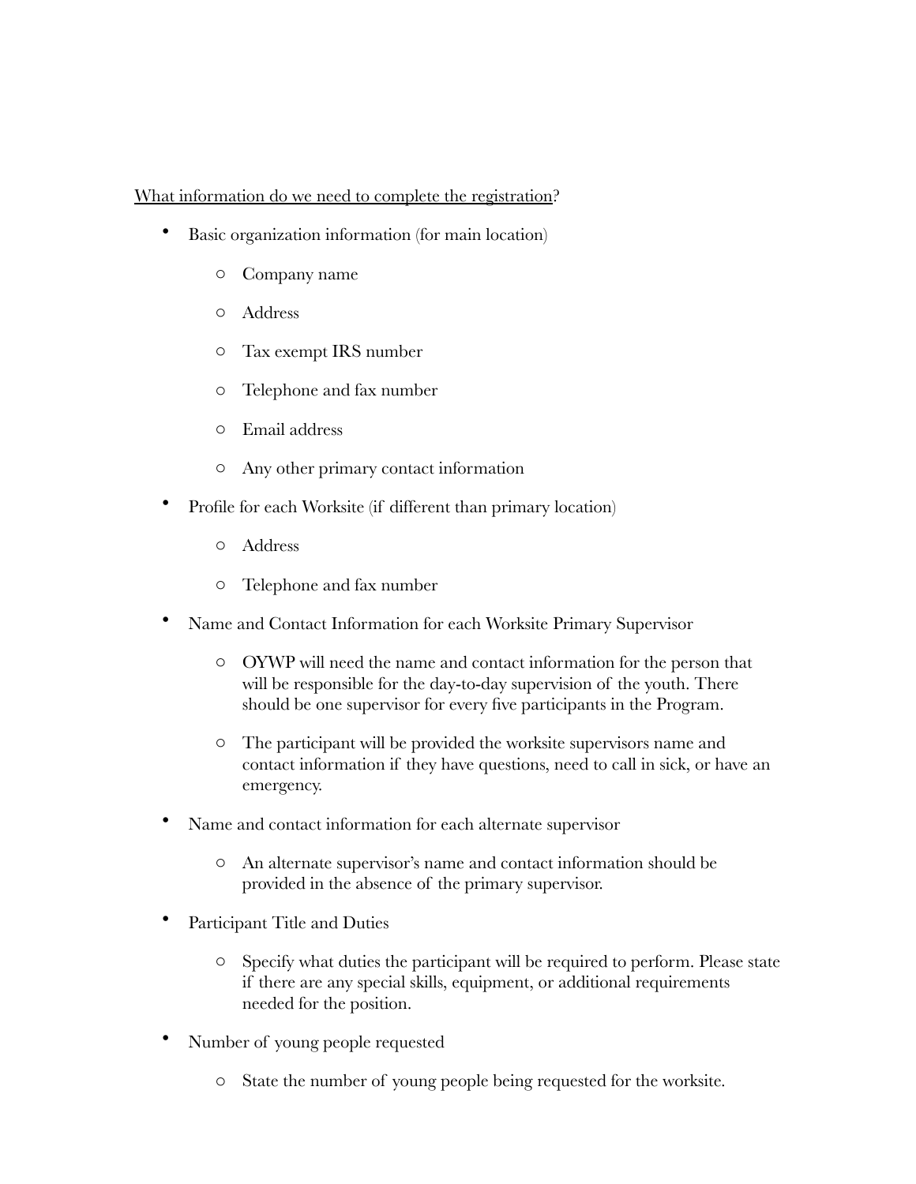<u>What information do we need to complete the registration</u>?

- Basic organization information (for main location)
    - Company name
    - Address
    - Tax exempt IRS number
    - Telephone and fax number
    - Email address
    - Any other primary contact information
- Profile for each Worksite (if different than primary location)
    - Address
    - Telephone and fax number
- Name and Contact Information for each Worksite Primary Supervisor
    - OYWP will need the name and contact information for the person that will be responsible for the day-to-day supervision of the youth. There should be one supervisor for every five participants in the Program.
    - The participant will be provided the worksite supervisors name and contact information if they have questions, need to call in sick, or have an emergency.
- Name and contact information for each alternate supervisor
    - An alternate supervisor's name and contact information should be provided in the absence of the primary supervisor.
- Participant Title and Duties
    - Specify what duties the participant will be required to perform. Please state if there are any special skills, equipment, or additional requirements needed for the position.
- Number of young people requested
    - State the number of young people being requested for the worksite.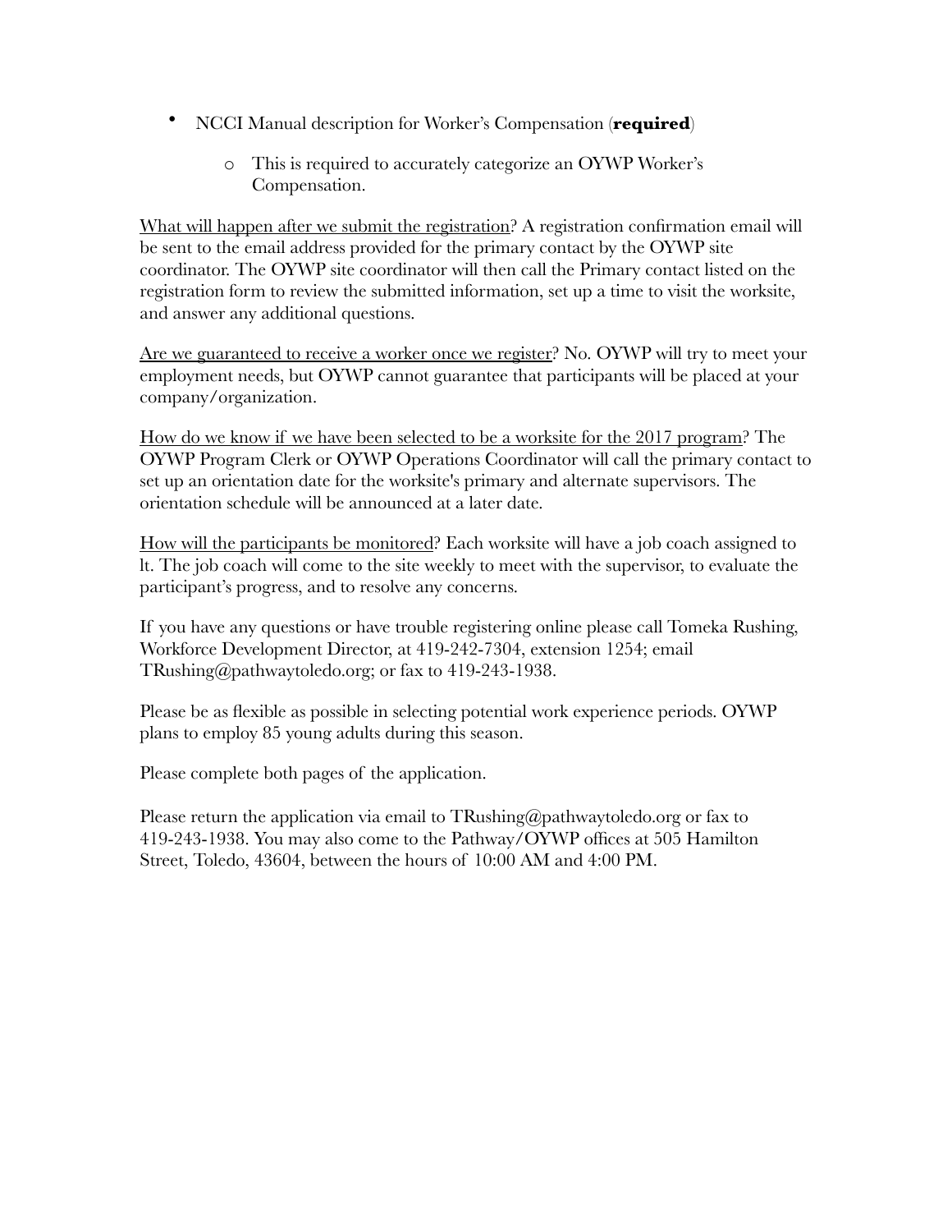- NCCI Manual description for Worker's Compensation (**required**)
    - This is required to accurately categorize an OYWP Worker's Compensation.

<u>What will happen after we submit the registration</u>? A registration confirmation email will be sent to the email address provided for the primary contact by the OYWP site coordinator. The OYWP site coordinator will then call the Primary contact listed on the registration form to review the submitted information, set up a time to visit the worksite, and answer any additional questions.

<u>Are we guaranteed to receive a worker once we register</u>? No. OYWP will try to meet your employment needs, but OYWP cannot guarantee that participants will be placed at your company/organization.

<u>How do we know if we have been selected to be a worksite for the 2017 program</u>? The OYWP Program Clerk or OYWP Operations Coordinator will call the primary contact to set up an orientation date for the worksite's primary and alternate supervisors. The orientation schedule will be announced at a later date.

<u>How will the participants be monitored</u>? Each worksite will have a job coach assigned to lt. The job coach will come to the site weekly to meet with the supervisor, to evaluate the participant's progress, and to resolve any concerns.

If you have any questions or have trouble registering online please call Tomeka Rushing, Workforce Development Director, at 419-242-7304, extension 1254; email TRushing@pathwaytoledo.org; or fax to 419-243-1938.

Please be as flexible as possible in selecting potential work experience periods. OYWP plans to employ 85 young adults during this season.

Please complete both pages of the application.

Please return the application via email to TRushing@pathwaytoledo.org or fax to 419-243-1938. You may also come to the Pathway/OYWP offices at 505 Hamilton Street, Toledo, 43604, between the hours of 10:00 AM and 4:00 PM.